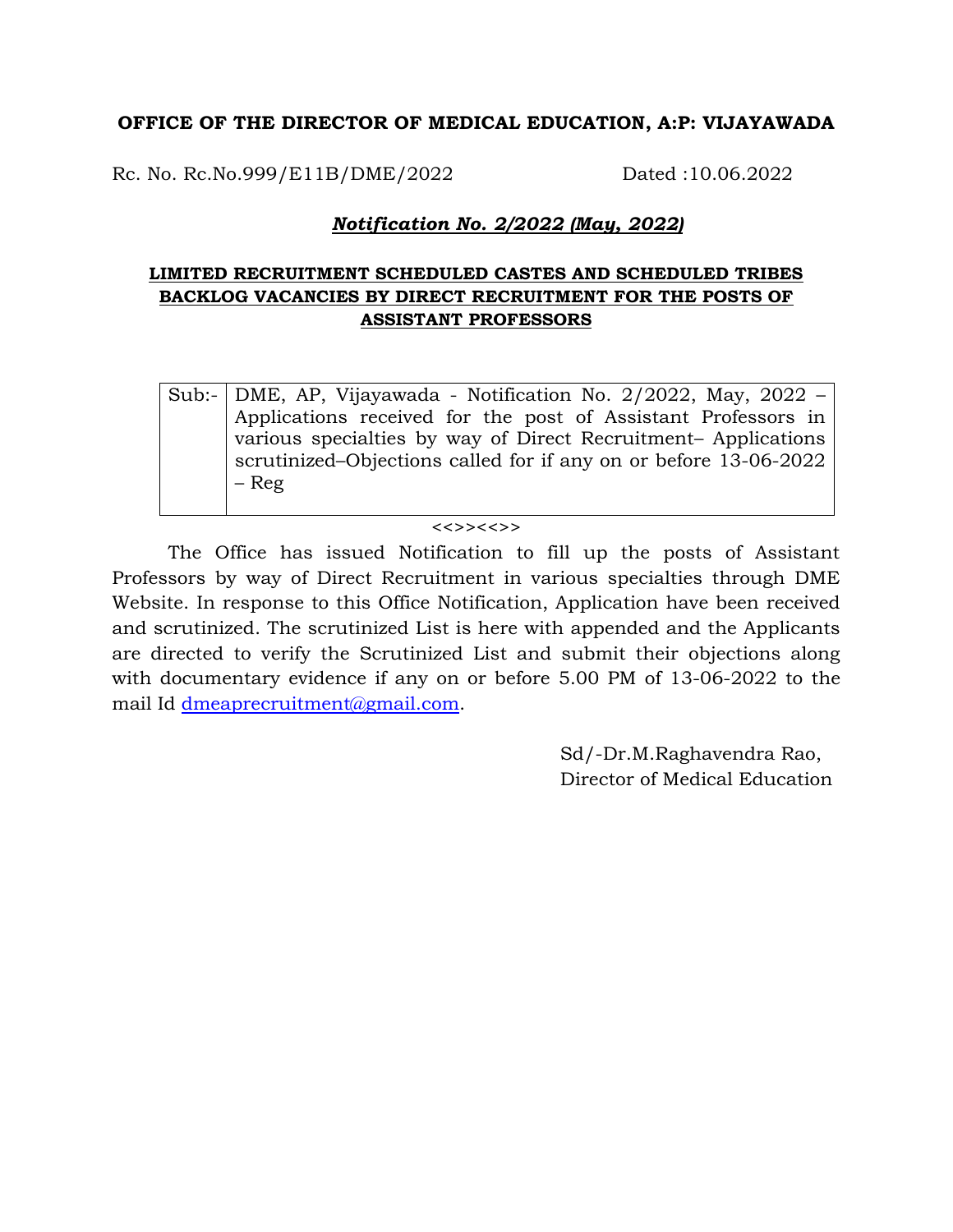**OFFICE OF THE DIRECTOR OF MEDICAL EDUCATION, A:P: VIJAYAWADA**

Rc. No. Rc.No.999/E11B/DME/2022 Dated :10.06.2022

***Notification No. 2/2022 (May, 2022)***

**LIMITED RECRUITMENT SCHEDULED CASTES AND SCHEDULED TRIBES BACKLOG VACANCIES BY DIRECT RECRUITMENT FOR THE POSTS OF ASSISTANT PROFESSORS**

| Sub:- | DME, AP, Vijayawada - Notification No. 2/2022, May, 2022 – Applications received for the post of Assistant Professors in various specialties by way of Direct Recruitment– Applications scrutinized–Objections called for if any on or before 13-06-2022 – Reg |
|---|---|

<<>><<>>

The Office has issued Notification to fill up the posts of Assistant Professors by way of Direct Recruitment in various specialties through DME Website. In response to this Office Notification, Application have been received and scrutinized. The scrutinized List is here with appended and the Applicants are directed to verify the Scrutinized List and submit their objections along with documentary evidence if any on or before 5.00 PM of 13-06-2022 to the mail Id dmeaprecruitment@gmail.com.

Sd/-Dr.M.Raghavendra Rao,
Director of Medical Education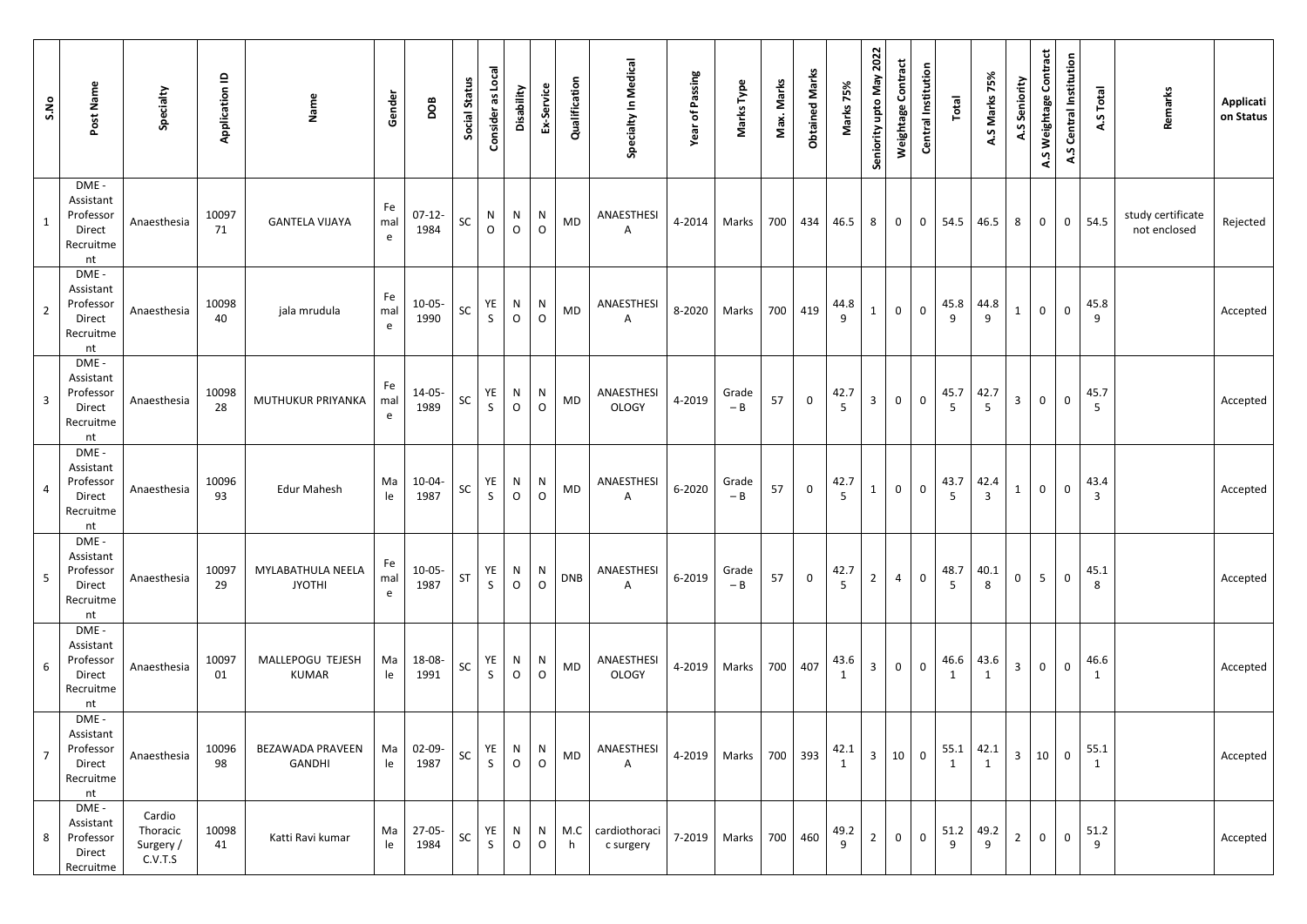| S.No | Post Name | Specialty | Application ID | Name | Gender | DOB | Social Status | Consider as Local | Disability | Ex-Service | Qualification | Specialty In Medical | Year of Passing | Marks Type | Max. Marks | Obtained Marks | Marks 75% | Seniority upto May 2022 | Weightage Contract | Central Institution | Total | A.S Marks 75% | A.S Seniority | A.S Weightage Contract | A.S Central Institution | A.S Total | Remarks | Application Status |
|---|---|---|---|---|---|---|---|---|---|---|---|---|---|---|---|---|---|---|---|---|---|---|---|---|---|---|---|---|
| 1 | DME - Assistant Professor Direct Recruitment | Anaesthesia | 1009771 | GANTELA VIJAYA | Female | 07-12-1984 | SC | NO | NO | NO | MD | ANAESTHESIA | 4-2014 | Marks | 700 | 434 | 46.5 | 8 | 0 | 0 | 54.5 | 46.5 | 8 | 0 | 0 | 54.5 | study certificate not enclosed | Rejected |
| 2 | DME - Assistant Professor Direct Recruitment | Anaesthesia | 1009840 | jala mrudula | Female | 10-05-1990 | SC | YES | NO | NO | MD | ANAESTHESIA | 8-2020 | Marks | 700 | 419 | 44.89 | 1 | 0 | 0 | 45.89 | 44.89 | 1 | 0 | 0 | 45.89 | | Accepted |
| 3 | DME - Assistant Professor Direct Recruitment | Anaesthesia | 1009828 | MUTHUKUR PRIYANKA | Female | 14-05-1989 | SC | YES | NO | NO | MD | ANAESTHESIOLOGY | 4-2019 | Grade – B | 57 | 0 | 42.75 | 3 | 0 | 0 | 45.75 | 42.75 | 3 | 0 | 0 | 45.75 | | Accepted |
| 4 | DME - Assistant Professor Direct Recruitment | Anaesthesia | 1009693 | Edur Mahesh | Male | 10-04-1987 | SC | YES | NO | NO | MD | ANAESTHESIA | 6-2020 | Grade – B | 57 | 0 | 42.75 | 1 | 0 | 0 | 43.75 | 42.43 | 1 | 0 | 0 | 43.43 | | Accepted |
| 5 | DME - Assistant Professor Direct Recruitment | Anaesthesia | 1009729 | MYLABATHULA NEELA JYOTHI | Female | 10-05-1987 | ST | YES | NO | NO | DNB | ANAESTHESIA | 6-2019 | Grade – B | 57 | 0 | 42.75 | 2 | 4 | 0 | 48.75 | 40.18 | 0 | 5 | 0 | 45.18 | | Accepted |
| 6 | DME - Assistant Professor Direct Recruitment | Anaesthesia | 1009701 | MALLEPOGU TEJESH KUMAR | Male | 18-08-1991 | SC | YES | NO | NO | MD | ANAESTHESIOLOGY | 4-2019 | Marks | 700 | 407 | 43.61 | 3 | 0 | 0 | 46.61 | 43.61 | 3 | 0 | 0 | 46.61 | | Accepted |
| 7 | DME - Assistant Professor Direct Recruitment | Anaesthesia | 1009698 | BEZAWADA PRAVEEN GANDHI | Male | 02-09-1987 | SC | YES | NO | NO | MD | ANAESTHESIA | 4-2019 | Marks | 700 | 393 | 42.11 | 3 | 10 | 0 | 55.11 | 42.11 | 3 | 10 | 0 | 55.11 | | Accepted |
| 8 | DME - Assistant Professor Direct Recruitme | Cardio Thoracic Surgery / C.V.T.S | 1009841 | Katti Ravi kumar | Male | 27-05-1984 | SC | YES | NO | NO | M.Ch | cardiothoracic surgery | 7-2019 | Marks | 700 | 460 | 49.29 | 2 | 0 | 0 | 51.29 | 49.29 | 2 | 0 | 0 | 51.29 | | Accepted |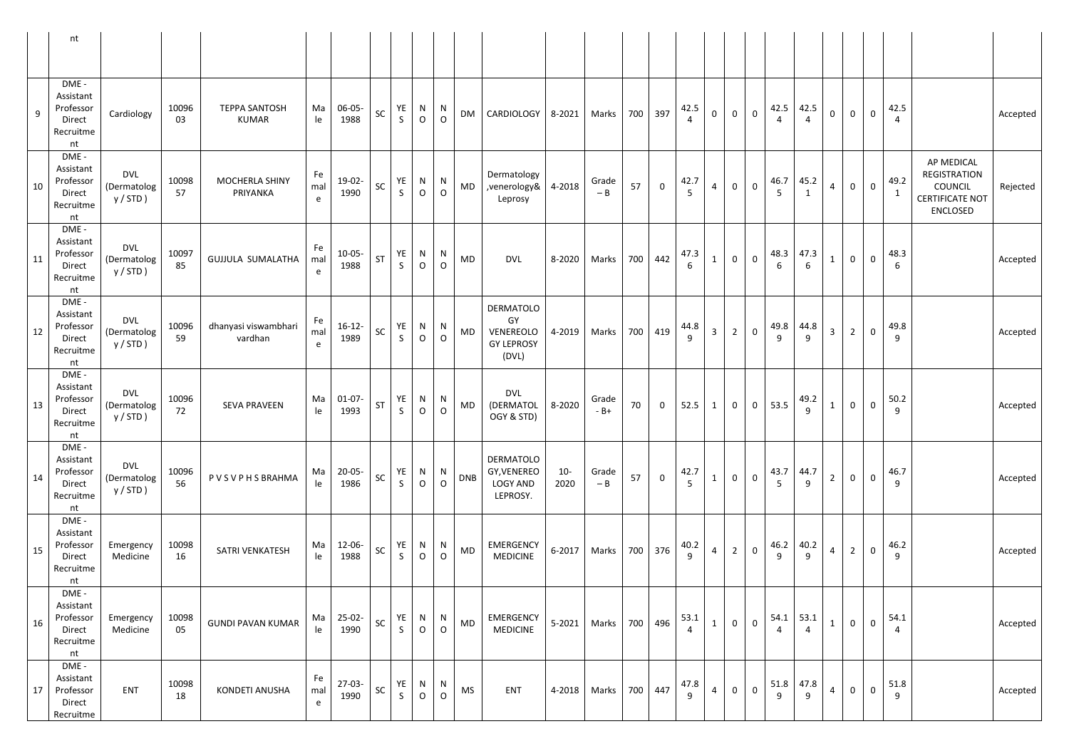| | nt | | | | | | | | | | | | | | | | | | | | | | | | | | | | |
|---|---|---|---|---|---|---|---|---|---|---|---|---|---|---|---|---|---|---|---|---|---|---|---|---|---|---|---|---|---|
| 9 | DME - Assistant Professor Direct Recruitment | Cardiology | 1009603 | TEPPA SANTOSH KUMAR | Male | 06-05-1988 | SC | YES | NO | NO | DM | CARDIOLOGY | 8-2021 | Marks | 700 | 397 | 42.54 | 0 | 0 | 0 | 42.54 | 42.54 | 0 | 0 | 0 | 42.54 | | Accepted |
| 10 | DME - Assistant Professor Direct Recruitment | DVL (Dermatology / STD ) | 1009857 | MOCHERLA SHINY PRIYANKA | Female | 19-02-1990 | SC | YES | NO | NO | MD | Dermatology ,venerology& Leprosy | 4-2018 | Grade – B | 57 | 0 | 42.75 | 4 | 0 | 0 | 46.75 | 45.21 | 4 | 0 | 0 | 49.21 | AP MEDICAL REGISTRATION COUNCIL CERTIFICATE NOT ENCLOSED | Rejected |
| 11 | DME - Assistant Professor Direct Recruitment | DVL (Dermatology / STD ) | 1009785 | GUJJULA SUMALATHA | Female | 10-05-1988 | ST | YES | NO | NO | MD | DVL | 8-2020 | Marks | 700 | 442 | 47.36 | 1 | 0 | 0 | 48.36 | 47.36 | 1 | 0 | 0 | 48.36 | | Accepted |
| 12 | DME - Assistant Professor Direct Recruitment | DVL (Dermatology / STD ) | 1009659 | dhanyasi viswambhari vardhan | Female | 16-12-1989 | SC | YES | NO | NO | MD | DERMATOLOGY VENEREOLOGY LEPROSY (DVL) | 4-2019 | Marks | 700 | 419 | 44.89 | 3 | 2 | 0 | 49.89 | 44.89 | 3 | 2 | 0 | 49.89 | | Accepted |
| 13 | DME - Assistant Professor Direct Recruitment | DVL (Dermatology / STD ) | 1009672 | SEVA PRAVEEN | Male | 01-07-1993 | ST | YES | NO | NO | MD | DVL (DERMATOLOGY & STD) | 8-2020 | Grade - B+ | 70 | 0 | 52.5 | 1 | 0 | 0 | 53.5 | 49.29 | 1 | 0 | 0 | 50.29 | | Accepted |
| 14 | DME - Assistant Professor Direct Recruitment | DVL (Dermatology / STD ) | 1009656 | P V S V P H S BRAHMA | Male | 20-05-1986 | SC | YES | NO | NO | DNB | DERMATOLOGY,VENEREOLOGY AND LEPROSY. | 10-2020 | Grade – B | 57 | 0 | 42.75 | 1 | 0 | 0 | 43.75 | 44.79 | 2 | 0 | 0 | 46.79 | | Accepted |
| 15 | DME - Assistant Professor Direct Recruitment | Emergency Medicine | 1009816 | SATRI VENKATESH | Male | 12-06-1988 | SC | YES | NO | NO | MD | EMERGENCY MEDICINE | 6-2017 | Marks | 700 | 376 | 40.29 | 4 | 2 | 0 | 46.29 | 40.29 | 4 | 2 | 0 | 46.29 | | Accepted |
| 16 | DME - Assistant Professor Direct Recruitment | Emergency Medicine | 1009805 | GUNDI PAVAN KUMAR | Male | 25-02-1990 | SC | YES | NO | NO | MD | EMERGENCY MEDICINE | 5-2021 | Marks | 700 | 496 | 53.14 | 1 | 0 | 0 | 54.14 | 53.14 | 1 | 0 | 0 | 54.14 | | Accepted |
| 17 | DME - Assistant Professor Direct Recruitme | ENT | 1009818 | KONDETI ANUSHA | Female | 27-03-1990 | SC | YES | NO | NO | MS | ENT | 4-2018 | Marks | 700 | 447 | 47.89 | 4 | 0 | 0 | 51.89 | 47.89 | 4 | 0 | 0 | 51.89 | | Accepted |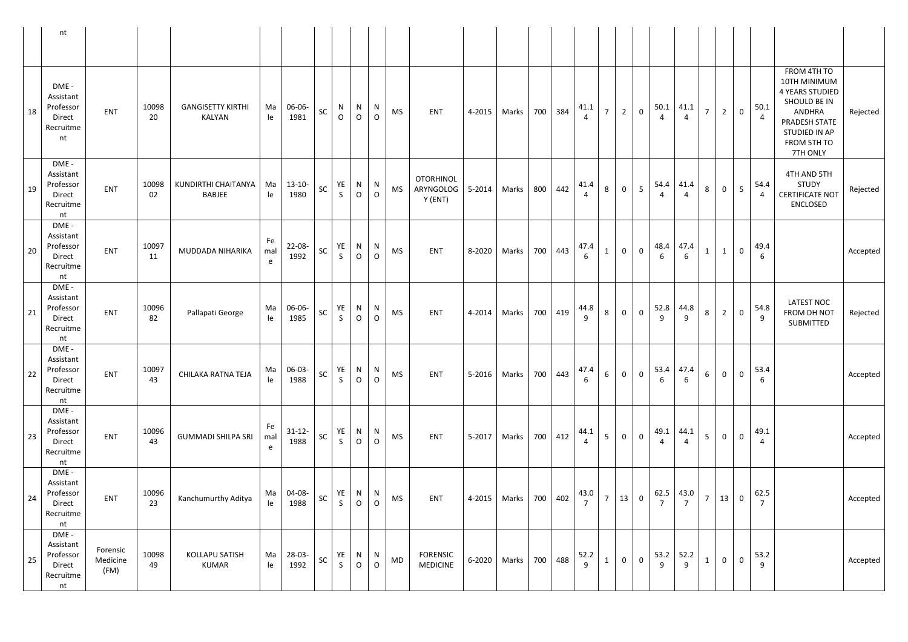| | nt | | | | | | | | | | | | | | | | | | | | | | | | | | | | |
|---|---|---|---|---|---|---|---|---|---|---|---|---|---|---|---|---|---|---|---|---|---|---|---|---|---|---|---|---|---|
| 18 | DME - Assistant Professor Direct Recruitment | ENT | 1009820 | GANGISETTY KIRTHI KALYAN | Male | 06-06-1981 | SC | NO | NO | NO | MS | ENT | 4-2015 | Marks | 700 | 384 | 41.14 | 7 | 2 | 0 | 50.14 | 41.14 | 7 | 2 | 0 | 50.14 | FROM 4TH TO 10TH MINIMUM 4 YEARS STUDIED SHOULD BE IN ANDHRA PRADESH STATE STUDIED IN AP FROM 5TH TO 7TH ONLY | Rejected |
| 19 | DME - Assistant Professor Direct Recruitment | ENT | 1009802 | KUNDIRTHI CHAITANYA BABJEE | Male | 13-10-1980 | SC | YES | NO | NO | MS | OTORHINOLARYNGOLOGY (ENT) | 5-2014 | Marks | 800 | 442 | 41.44 | 8 | 0 | 5 | 54.44 | 41.44 | 8 | 0 | 5 | 54.44 | 4TH AND 5TH STUDY CERTIFICATE NOT ENCLOSED | Rejected |
| 20 | DME - Assistant Professor Direct Recruitment | ENT | 1009711 | MUDDADA NIHARIKA | Female | 22-08-1992 | SC | YES | NO | NO | MS | ENT | 8-2020 | Marks | 700 | 443 | 47.46 | 1 | 0 | 0 | 48.46 | 47.46 | 1 | 1 | 0 | 49.46 | | Accepted |
| 21 | DME - Assistant Professor Direct Recruitment | ENT | 1009682 | Pallapati George | Male | 06-06-1985 | SC | YES | NO | NO | MS | ENT | 4-2014 | Marks | 700 | 419 | 44.89 | 8 | 0 | 0 | 52.89 | 44.89 | 8 | 2 | 0 | 54.89 | LATEST NOC FROM DH NOT SUBMITTED | Rejected |
| 22 | DME - Assistant Professor Direct Recruitment | ENT | 1009743 | CHILAKA RATNA TEJA | Male | 06-03-1988 | SC | YES | NO | NO | MS | ENT | 5-2016 | Marks | 700 | 443 | 47.46 | 6 | 0 | 0 | 53.46 | 47.46 | 6 | 0 | 0 | 53.46 | | Accepted |
| 23 | DME - Assistant Professor Direct Recruitment | ENT | 1009643 | GUMMADI SHILPA SRI | Female | 31-12-1988 | SC | YES | NO | NO | MS | ENT | 5-2017 | Marks | 700 | 412 | 44.14 | 5 | 0 | 0 | 49.14 | 44.14 | 5 | 0 | 0 | 49.14 | | Accepted |
| 24 | DME - Assistant Professor Direct Recruitment | ENT | 1009623 | Kanchumurthy Aditya | Male | 04-08-1988 | SC | YES | NO | NO | MS | ENT | 4-2015 | Marks | 700 | 402 | 43.07 | 7 | 13 | 0 | 62.57 | 43.07 | 7 | 13 | 0 | 62.57 | | Accepted |
| 25 | DME - Assistant Professor Direct Recruitment | Forensic Medicine (FM) | 1009849 | KOLLAPU SATISH KUMAR | Male | 28-03-1992 | SC | YES | NO | NO | MD | FORENSIC MEDICINE | 6-2020 | Marks | 700 | 488 | 52.29 | 1 | 0 | 0 | 53.29 | 52.29 | 1 | 0 | 0 | 53.29 | | Accepted |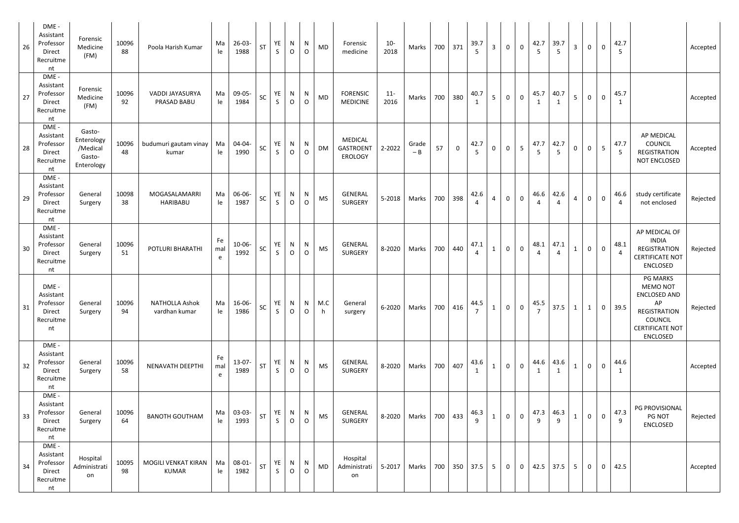| 26 | DME - Assistant Professor Direct Recruitment | Forensic Medicine (FM) | 1009688 | Poola Harish Kumar | Male | 26-03-1988 | ST | YES | NO | NO | MD | Forensic medicine | 10-2018 | Marks | 700 | 371 | 39.75 | 3 | 0 | 0 | 42.75 | 39.75 | 3 | 0 | 0 | 42.75 | | Accepted |
|---|---|---|---|---|---|---|---|---|---|---|---|---|---|---|---|---|---|---|---|---|---|---|---|---|---|---|---|---|
| 27 | DME - Assistant Professor Direct Recruitment | Forensic Medicine (FM) | 1009692 | VADDI JAYASURYA PRASAD BABU | Male | 09-05-1984 | SC | YES | NO | NO | MD | FORENSIC MEDICINE | 11-2016 | Marks | 700 | 380 | 40.71 | 5 | 0 | 0 | 45.71 | 40.71 | 5 | 0 | 0 | 45.71 | | Accepted |
| 28 | DME - Assistant Professor Direct Recruitment | Gasto-Enterology /Medical Gasto-Enterology | 1009648 | budumuri gautam vinay kumar | Male | 04-04-1990 | SC | YES | NO | NO | DM | MEDICAL GASTROENTEROLOGY | 2-2022 | Grade – B | 57 | 0 | 42.75 | 0 | 0 | 5 | 47.75 | 42.75 | 0 | 0 | 5 | 47.75 | AP MEDICAL COUNCIL REGISTRATION NOT ENCLOSED | Accepted |
| 29 | DME - Assistant Professor Direct Recruitment | General Surgery | 1009838 | MOGASALAMARRI HARIBABU | Male | 06-06-1987 | SC | YES | NO | NO | MS | GENERAL SURGERY | 5-2018 | Marks | 700 | 398 | 42.64 | 4 | 0 | 0 | 46.64 | 42.64 | 4 | 0 | 0 | 46.64 | study certificate not enclosed | Rejected |
| 30 | DME - Assistant Professor Direct Recruitment | General Surgery | 1009651 | POTLURI BHARATHI | Female | 10-06-1992 | SC | YES | NO | NO | MS | GENERAL SURGERY | 8-2020 | Marks | 700 | 440 | 47.14 | 1 | 0 | 0 | 48.14 | 47.14 | 1 | 0 | 0 | 48.14 | AP MEDICAL OF INDIA REGISTRATION CERTIFICATE NOT ENCLOSED | Rejected |
| 31 | DME - Assistant Professor Direct Recruitment | General Surgery | 1009694 | NATHOLLA Ashok vardhan kumar | Male | 16-06-1986 | SC | YES | NO | NO | M.Ch | General surgery | 6-2020 | Marks | 700 | 416 | 44.57 | 1 | 0 | 0 | 45.57 | 37.5 | 1 | 1 | 0 | 39.5 | PG MARKS MEMO NOT ENCLOSED AND AP REGISTRATION COUNCIL CERTIFICATE NOT ENCLOSED | Rejected |
| 32 | DME - Assistant Professor Direct Recruitment | General Surgery | 1009658 | NENAVATH DEEPTHI | Female | 13-07-1989 | ST | YES | NO | NO | MS | GENERAL SURGERY | 8-2020 | Marks | 700 | 407 | 43.61 | 1 | 0 | 0 | 44.61 | 43.61 | 1 | 0 | 0 | 44.61 | | Accepted |
| 33 | DME - Assistant Professor Direct Recruitment | General Surgery | 1009664 | BANOTH GOUTHAM | Male | 03-03-1993 | ST | YES | NO | NO | MS | GENERAL SURGERY | 8-2020 | Marks | 700 | 433 | 46.39 | 1 | 0 | 0 | 47.39 | 46.39 | 1 | 0 | 0 | 47.39 | PG PROVISIONAL PG NOT ENCLOSED | Rejected |
| 34 | DME - Assistant Professor Direct Recruitment | Hospital Administration | 1009598 | MOGILI VENKAT KIRAN KUMAR | Male | 08-01-1982 | ST | YES | NO | NO | MD | Hospital Administration | 5-2017 | Marks | 700 | 350 | 37.5 | 5 | 0 | 0 | 42.5 | 37.5 | 5 | 0 | 0 | 42.5 | | Accepted |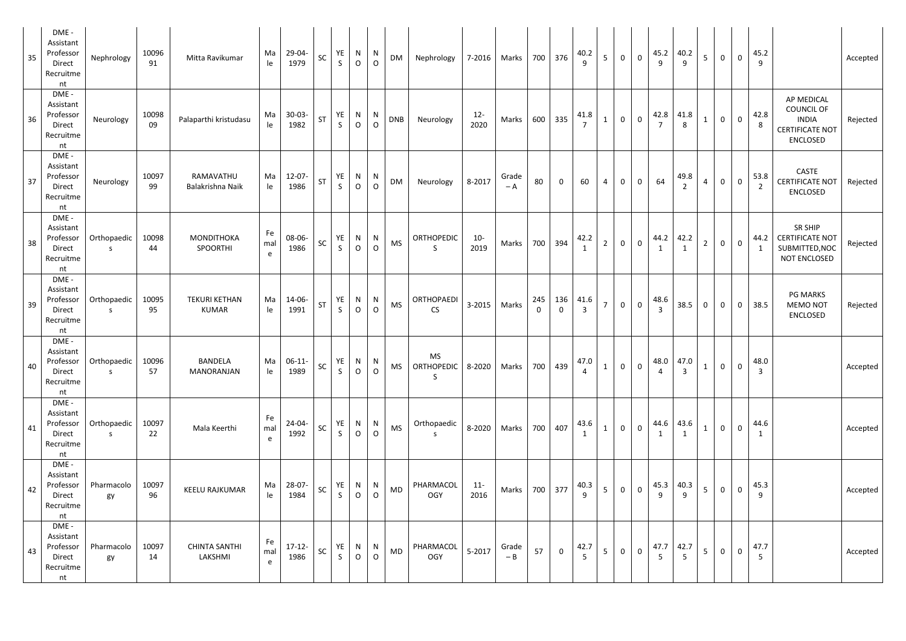| 35 | DME - Assistant Professor Direct Recruitment | Nephrology | 1009691 | Mitta Ravikumar | Male | 29-04-1979 | SC | YES | NO | NO | DM | Nephrology | 7-2016 | Marks | 700 | 376 | 40.29 | 5 | 0 | 0 | 45.29 | 40.29 | 5 | 0 | 0 | 45.29 | | Accepted |
|---|---|---|---|---|---|---|---|---|---|---|---|---|---|---|---|---|---|---|---|---|---|---|---|---|---|---|---|---|
| 36 | DME - Assistant Professor Direct Recruitment | Neurology | 1009809 | Palaparthi kristudasu | Male | 30-03-1982 | ST | YES | NO | NO | DNB | Neurology | 12-2020 | Marks | 600 | 335 | 41.87 | 1 | 0 | 0 | 42.87 | 41.88 | 1 | 0 | 0 | 42.88 | AP MEDICAL COUNCIL OF INDIA CERTIFICATE NOT ENCLOSED | Rejected |
| 37 | DME - Assistant Professor Direct Recruitment | Neurology | 1009799 | RAMAVATHU Balakrishna Naik | Male | 12-07-1986 | ST | YES | NO | NO | DM | Neurology | 8-2017 | Grade – A | 80 | 0 | 60 | 4 | 0 | 0 | 64 | 49.82 | 4 | 0 | 0 | 53.82 | CASTE CERTIFICATE NOT ENCLOSED | Rejected |
| 38 | DME - Assistant Professor Direct Recruitment | Orthopaedics | 1009844 | MONDITHOKA SPOORTHI | Female | 08-06-1986 | SC | YES | NO | NO | MS | ORTHOPEDICS | 10-2019 | Marks | 700 | 394 | 42.21 | 2 | 0 | 0 | 44.21 | 42.21 | 2 | 0 | 0 | 44.21 | SR SHIP CERTIFICATE NOT SUBMITTED,NOC NOT ENCLOSED | Rejected |
| 39 | DME - Assistant Professor Direct Recruitment | Orthopaedics | 1009595 | TEKURI KETHAN KUMAR | Male | 14-06-1991 | ST | YES | NO | NO | MS | ORTHOPAEDICS | 3-2015 | Marks | 2450 | 1360 | 41.63 | 7 | 0 | 0 | 48.63 | 38.5 | 0 | 0 | 0 | 38.5 | PG MARKS MEMO NOT ENCLOSED | Rejected |
| 40 | DME - Assistant Professor Direct Recruitment | Orthopaedics | 1009657 | BANDELA MANORANJAN | Male | 06-11-1989 | SC | YES | NO | NO | MS | MS ORTHOPEDICS | 8-2020 | Marks | 700 | 439 | 47.04 | 1 | 0 | 0 | 48.04 | 47.03 | 1 | 0 | 0 | 48.03 | | Accepted |
| 41 | DME - Assistant Professor Direct Recruitment | Orthopaedics | 1009722 | Mala Keerthi | Female | 24-04-1992 | SC | YES | NO | NO | MS | Orthopaedics | 8-2020 | Marks | 700 | 407 | 43.61 | 1 | 0 | 0 | 44.61 | 43.61 | 1 | 0 | 0 | 44.61 | | Accepted |
| 42 | DME - Assistant Professor Direct Recruitment | Pharmacology | 1009796 | KEELU RAJKUMAR | Male | 28-07-1984 | SC | YES | NO | NO | MD | PHARMACOLOGY | 11-2016 | Marks | 700 | 377 | 40.39 | 5 | 0 | 0 | 45.39 | 40.39 | 5 | 0 | 0 | 45.39 | | Accepted |
| 43 | DME - Assistant Professor Direct Recruitment | Pharmacology | 1009714 | CHINTA SANTHI LAKSHMI | Female | 17-12-1986 | SC | YES | NO | NO | MD | PHARMACOLOGY | 5-2017 | Grade – B | 57 | 0 | 42.75 | 5 | 0 | 0 | 47.75 | 42.75 | 5 | 0 | 0 | 47.75 | | Accepted |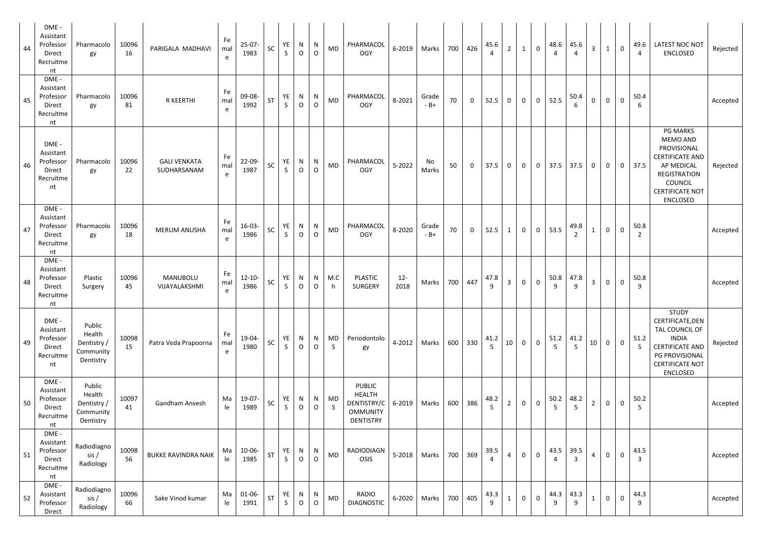| 44 | DME - Assistant Professor Direct Recruitment | Pharmacology | 1009616 | PARIGALA MADHAVI | Female | 25-07-1983 | SC | YES | NO | NO | MD | PHARMACOLOGY | 6-2019 | Marks | 700 | 426 | 45.64 | 2 | 1 | 0 | 48.64 | 45.64 | 3 | 1 | 0 | 49.64 | LATEST NOC NOT ENCLOSED | Rejected |
|---|---|---|---|---|---|---|---|---|---|---|---|---|---|---|---|---|---|---|---|---|---|---|---|---|---|---|---|---|
| 45 | DME - Assistant Professor Direct Recruitment | Pharmacology | 1009681 | R KEERTHI | Female | 09-08-1992 | ST | YES | NO | NO | MD | PHARMACOLOGY | 8-2021 | Grade - B+ | 70 | 0 | 52.5 | 0 | 0 | 0 | 52.5 | 50.46 | 0 | 0 | 0 | 50.46 | | Accepted |
| 46 | DME - Assistant Professor Direct Recruitment | Pharmacology | 1009622 | GALI VENKATA SUDHARSANAM | Female | 22-09-1987 | SC | YES | NO | NO | MD | PHARMACOLOGY | 5-2022 | No Marks | 50 | 0 | 37.5 | 0 | 0 | 0 | 37.5 | 37.5 | 0 | 0 | 0 | 37.5 | PG MARKS MEMO AND PROVISIONAL CERTIFICATE AND AP MEDICAL REGISTRATION COUNCIL CERTIFICATE NOT ENCLOSED | Rejected |
| 47 | DME - Assistant Professor Direct Recruitment | Pharmacology | 1009618 | MERUM ANUSHA | Female | 16-03-1986 | SC | YES | NO | NO | MD | PHARMACOLOGY | 8-2020 | Grade - B+ | 70 | 0 | 52.5 | 1 | 0 | 0 | 53.5 | 49.82 | 1 | 0 | 0 | 50.82 | | Accepted |
| 48 | DME - Assistant Professor Direct Recruitment | Plastic Surgery | 1009645 | MANUBOLU VIJAYALAKSHMI | Female | 12-10-1986 | SC | YES | NO | NO | M.Ch | PLASTIC SURGERY | 12-2018 | Marks | 700 | 447 | 47.89 | 3 | 0 | 0 | 50.89 | 47.89 | 3 | 0 | 0 | 50.89 | | Accepted |
| 49 | DME - Assistant Professor Direct Recruitment | Public Health Dentistry / Community Dentistry | 1009815 | Patra Veda Prapoorna | Female | 19-04-1980 | SC | YES | NO | NO | MDS | Periodontology | 4-2012 | Marks | 600 | 330 | 41.25 | 10 | 0 | 0 | 51.25 | 41.25 | 10 | 0 | 0 | 51.25 | STUDY CERTIFICATE,DENTAL COUNCIL OF INDIA CERTIFICATE AND PG PROVISIONAL CERTIFICATE NOT ENCLOSED | Rejected |
| 50 | DME - Assistant Professor Direct Recruitment | Public Health Dentistry / Community Dentistry | 1009741 | Gandham Anvesh | Male | 19-07-1989 | SC | YES | NO | NO | MDS | PUBLIC HEALTH DENTISTRY/COMMUNITY DENTISTRY | 6-2019 | Marks | 600 | 386 | 48.25 | 2 | 0 | 0 | 50.25 | 48.25 | 2 | 0 | 0 | 50.25 | | Accepted |
| 51 | DME - Assistant Professor Direct Recruitment | Radiodiagnosis / Radiology | 1009856 | BUKKE RAVINDRA NAIK | Male | 10-06-1985 | ST | YES | NO | NO | MD | RADIODIAGNOSIS | 5-2018 | Marks | 700 | 369 | 39.54 | 4 | 0 | 0 | 43.54 | 39.53 | 4 | 0 | 0 | 43.53 | | Accepted |
| 52 | DME - Assistant Professor Direct | Radiodiagnosis / Radiology | 1009666 | Sake Vinod kumar | Male | 01-06-1991 | ST | YES | NO | NO | MD | RADIO DIAGNOSTIC | 6-2020 | Marks | 700 | 405 | 43.39 | 1 | 0 | 0 | 44.39 | 43.39 | 1 | 0 | 0 | 44.39 | | Accepted |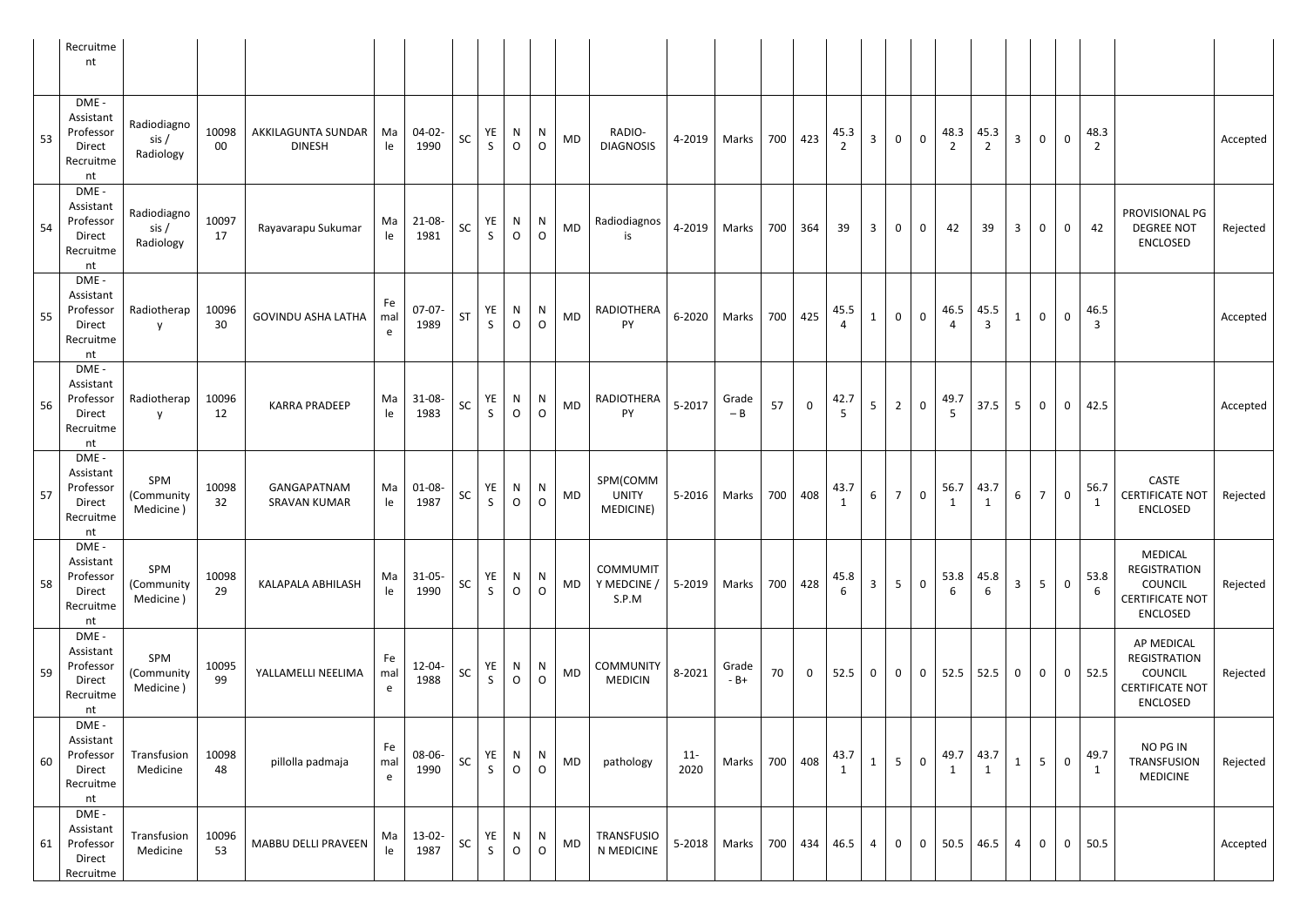| | Recruitment | | | | | | | | | | | | | | | | | | | | | | | | | | | | | | |
|---|---|---|---|---|---|---|---|---|---|---|---|---|---|---|---|---|---|---|---|---|---|---|---|---|---|---|---|---|---|---|---|
| 53 | DME - Assistant Professor Direct Recruitment | Radiodiagnosis / Radiology | 1009800 | AKKILAGUNTA SUNDAR DINESH | Male | 04-02-1990 | SC | YES | NO | NO | MD | RADIO-DIAGNOSIS | 4-2019 | Marks | 700 | 423 | 45.32 | 3 | 0 | 0 | 48.32 | 45.32 | 3 | 0 | 0 | 48.32 | | Accepted |
| 54 | DME - Assistant Professor Direct Recruitment | Radiodiagnosis / Radiology | 1009717 | Rayavarapu Sukumar | Male | 21-08-1981 | SC | YES | NO | NO | MD | Radiodiagnosis | 4-2019 | Marks | 700 | 364 | 39 | 3 | 0 | 0 | 42 | 39 | 3 | 0 | 0 | 42 | PROVISIONAL PG DEGREE NOT ENCLOSED | Rejected |
| 55 | DME - Assistant Professor Direct Recruitment | Radiotherapy | 1009630 | GOVINDU ASHA LATHA | Female | 07-07-1989 | ST | YES | NO | NO | MD | RADIOTHERAPY | 6-2020 | Marks | 700 | 425 | 45.54 | 1 | 0 | 0 | 46.54 | 45.53 | 1 | 0 | 0 | 46.53 | | Accepted |
| 56 | DME - Assistant Professor Direct Recruitment | Radiotherapy | 1009612 | KARRA PRADEEP | Male | 31-08-1983 | SC | YES | NO | NO | MD | RADIOTHERAPY | 5-2017 | Grade – B | 57 | 0 | 42.75 | 5 | 2 | 0 | 49.75 | 37.5 | 5 | 0 | 0 | 42.5 | | Accepted |
| 57 | DME - Assistant Professor Direct Recruitment | SPM (Community Medicine ) | 1009832 | GANGAPATNAM SRAVAN KUMAR | Male | 01-08-1987 | SC | YES | NO | NO | MD | SPM(COMMUNITY MEDICINE) | 5-2016 | Marks | 700 | 408 | 43.71 | 6 | 7 | 0 | 56.71 | 43.71 | 6 | 7 | 0 | 56.71 | CASTE CERTIFICATE NOT ENCLOSED | Rejected |
| 58 | DME - Assistant Professor Direct Recruitment | SPM (Community Medicine ) | 1009829 | KALAPALA ABHILASH | Male | 31-05-1990 | SC | YES | NO | NO | MD | COMMUMITY MEDCINE / S.P.M | 5-2019 | Marks | 700 | 428 | 45.86 | 3 | 5 | 0 | 53.86 | 45.86 | 3 | 5 | 0 | 53.86 | MEDICAL REGISTRATION COUNCIL CERTIFICATE NOT ENCLOSED | Rejected |
| 59 | DME - Assistant Professor Direct Recruitment | SPM (Community Medicine ) | 1009599 | YALLAMELLI NEELIMA | Female | 12-04-1988 | SC | YES | NO | NO | MD | COMMUNITY MEDICIN | 8-2021 | Grade - B+ | 70 | 0 | 52.5 | 0 | 0 | 0 | 52.5 | 52.5 | 0 | 0 | 0 | 52.5 | AP MEDICAL REGISTRATION COUNCIL CERTIFICATE NOT ENCLOSED | Rejected |
| 60 | DME - Assistant Professor Direct Recruitment | Transfusion Medicine | 1009848 | pillolla padmaja | Female | 08-06-1990 | SC | YES | NO | NO | MD | pathology | 11-2020 | Marks | 700 | 408 | 43.71 | 1 | 5 | 0 | 49.71 | 43.71 | 1 | 5 | 0 | 49.71 | NO PG IN TRANSFUSION MEDICINE | Rejected |
| 61 | DME - Assistant Professor Direct Recruitme | Transfusion Medicine | 1009653 | MABBU DELLI PRAVEEN | Male | 13-02-1987 | SC | YES | NO | NO | MD | TRANSFUSION MEDICINE | 5-2018 | Marks | 700 | 434 | 46.5 | 4 | 0 | 0 | 50.5 | 46.5 | 4 | 0 | 0 | 50.5 | | Accepted |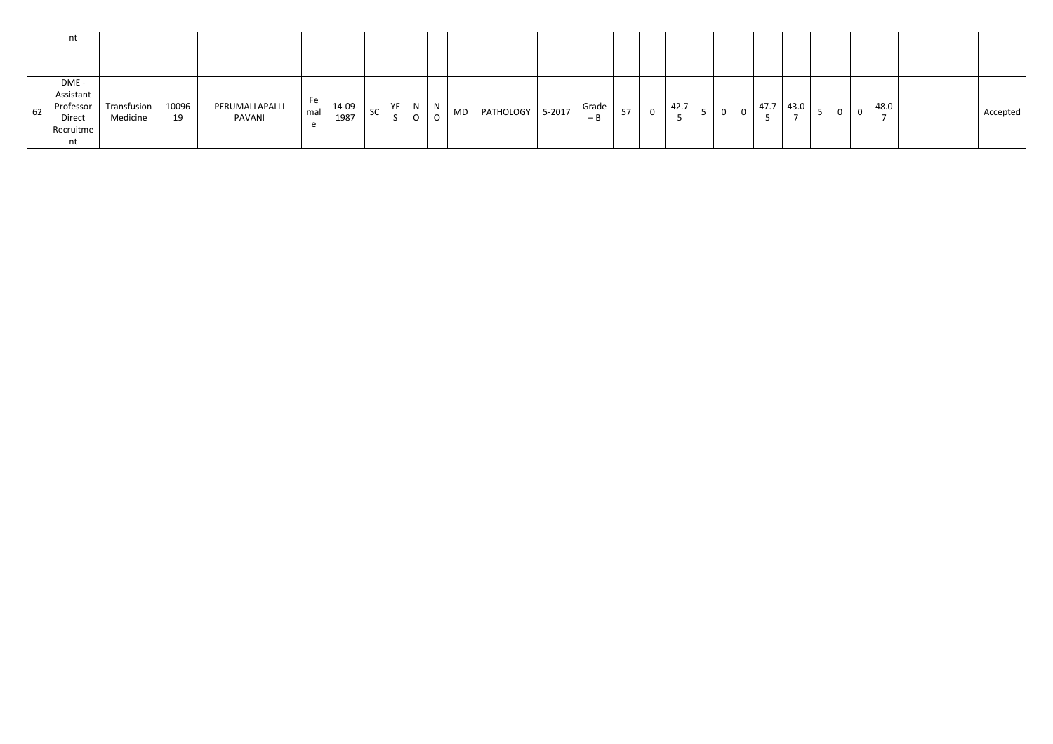| | | | | | | | | | | | | | | | | | | | | | | | | | | | | |
|---|---|---|---|---|---|---|---|---|---|---|---|---|---|---|---|---|---|---|---|---|---|---|---|---|---|---|---|---|
| | nt | | | | | | | | | | | | | | | | | | | | | | | | | | | |
| 62 | DME - Assistant Professor Direct Recruitment | Transfusion Medicine | 1009619 | PERUMALLAPALLI PAVANI | Female | 14-09-1987 | SC | YES | NO | NO | MD | PATHOLOGY | 5-2017 | Grade – B | 57 | 0 | 42.75 | 5 | 0 | 0 | 47.75 | 43.07 | 5 | 0 | 0 | 48.07 | | Accepted |